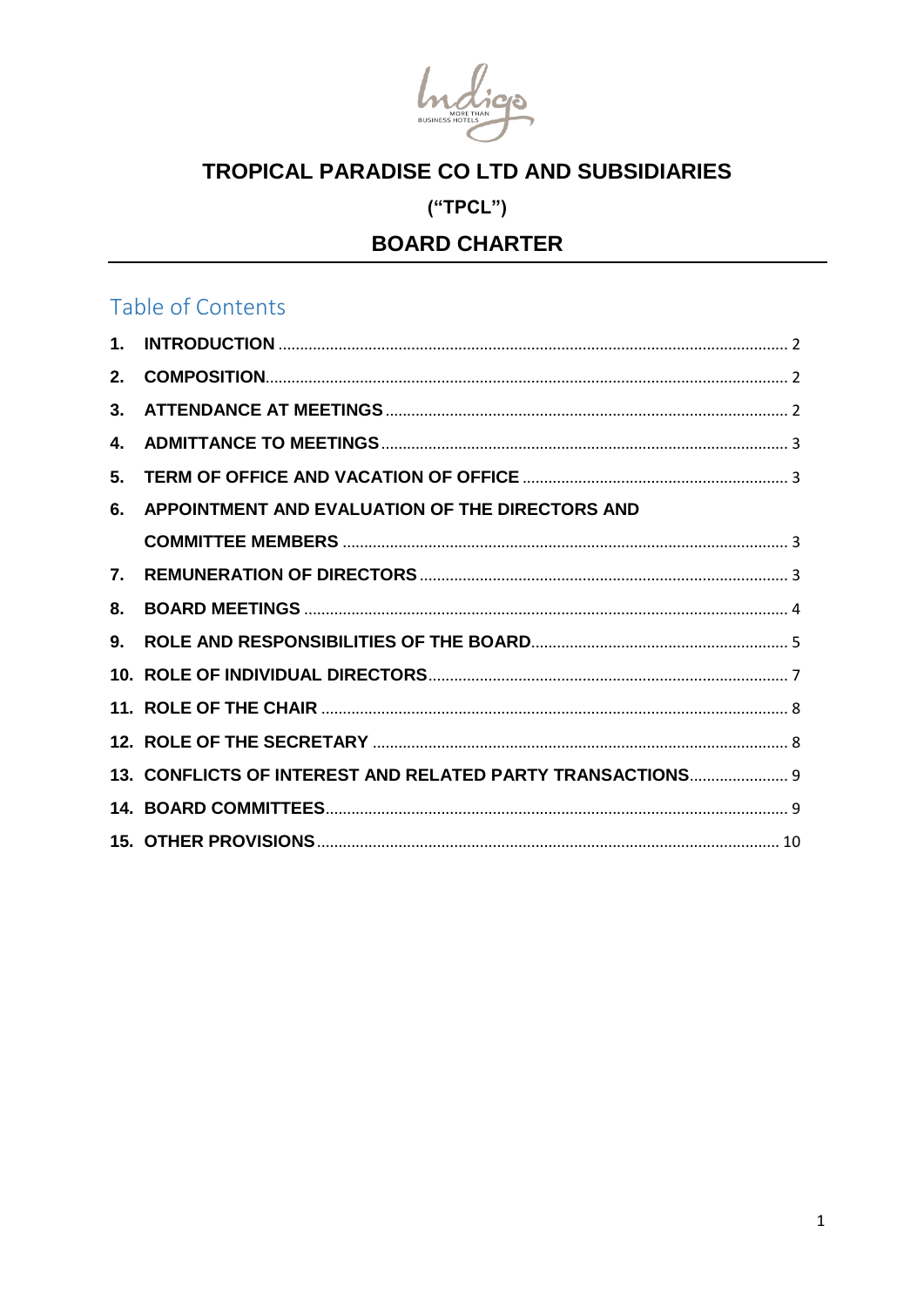# TROPICAL PARADISE CO LTD AND SUBSIDIARIES

## ("TPCL")

## BOARD CHARTER

### Table of Contents

1. **INTRODUCTION** ..... 2
2. **COMPOSITION** ..... 2
3. **ATTENDANCE AT MEETINGS** ..... 2
4. **ADMITTANCE TO MEETINGS** ..... 3
5. **TERM OF OFFICE AND VACATION OF OFFICE** ..... 3
6. **APPOINTMENT AND EVALUATION OF THE DIRECTORS AND COMMITTEE MEMBERS** ..... 3
7. **REMUNERATION OF DIRECTORS** ..... 3
8. **BOARD MEETINGS** ..... 4
9. **ROLE AND RESPONSIBILITIES OF THE BOARD** ..... 5
10. **ROLE OF INDIVIDUAL DIRECTORS** ..... 7
11. **ROLE OF THE CHAIR** ..... 8
12. **ROLE OF THE SECRETARY** ..... 8
13. **CONFLICTS OF INTEREST AND RELATED PARTY TRANSACTIONS** ..... 9
14. **BOARD COMMITTEES** ..... 9
15. **OTHER PROVISIONS** ..... 10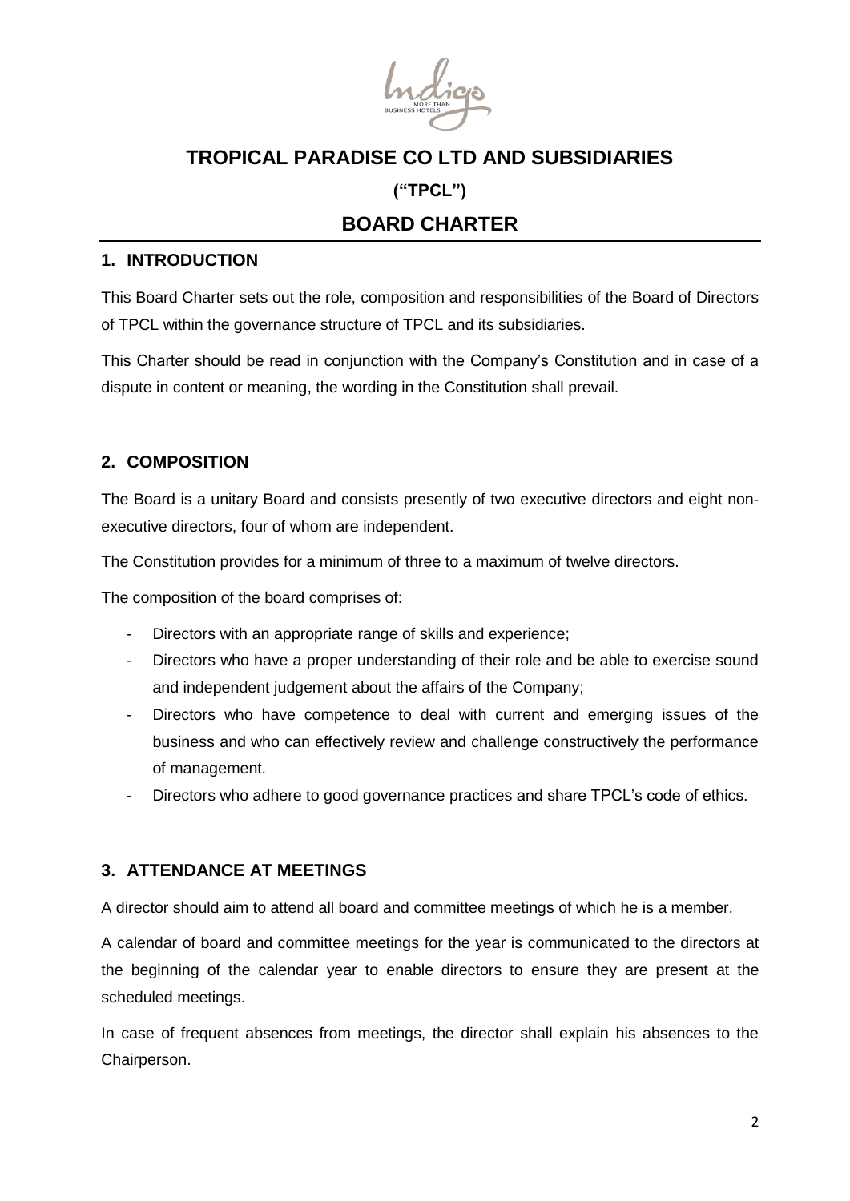# TROPICAL PARADISE CO LTD AND SUBSIDIARIES

## ("TPCL")

## BOARD CHARTER

### 1. INTRODUCTION

This Board Charter sets out the role, composition and responsibilities of the Board of Directors of TPCL within the governance structure of TPCL and its subsidiaries.

This Charter should be read in conjunction with the Company's Constitution and in case of a dispute in content or meaning, the wording in the Constitution shall prevail.

### 2. COMPOSITION

The Board is a unitary Board and consists presently of two executive directors and eight non-executive directors, four of whom are independent.

The Constitution provides for a minimum of three to a maximum of twelve directors.

The composition of the board comprises of:

- Directors with an appropriate range of skills and experience;
- Directors who have a proper understanding of their role and be able to exercise sound and independent judgement about the affairs of the Company;
- Directors who have competence to deal with current and emerging issues of the business and who can effectively review and challenge constructively the performance of management.
- Directors who adhere to good governance practices and share TPCL's code of ethics.

### 3. ATTENDANCE AT MEETINGS

A director should aim to attend all board and committee meetings of which he is a member.

A calendar of board and committee meetings for the year is communicated to the directors at the beginning of the calendar year to enable directors to ensure they are present at the scheduled meetings.

In case of frequent absences from meetings, the director shall explain his absences to the Chairperson.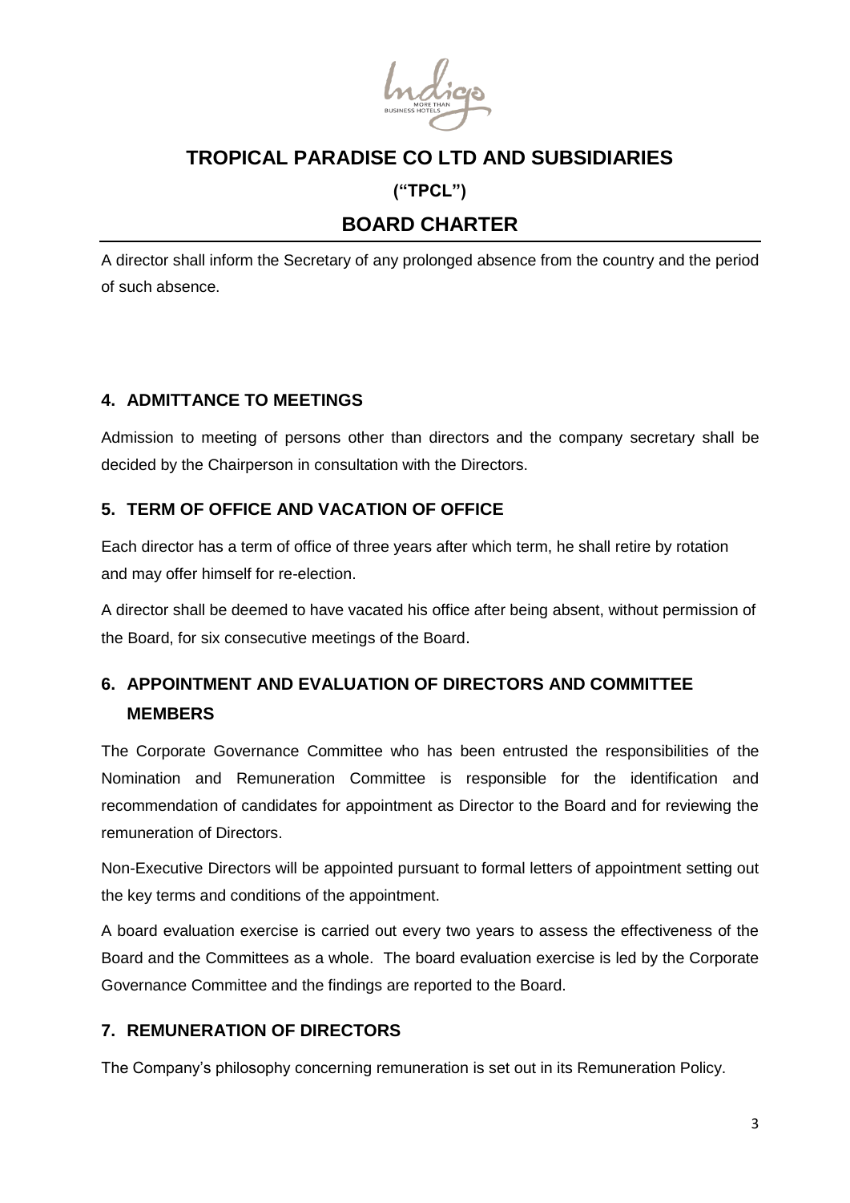A director shall inform the Secretary of any prolonged absence from the country and the period of such absence.

## 4. ADMITTANCE TO MEETINGS

Admission to meeting of persons other than directors and the company secretary shall be decided by the Chairperson in consultation with the Directors.

## 5. TERM OF OFFICE AND VACATION OF OFFICE

Each director has a term of office of three years after which term, he shall retire by rotation and may offer himself for re-election.

A director shall be deemed to have vacated his office after being absent, without permission of the Board, for six consecutive meetings of the Board.

## 6. APPOINTMENT AND EVALUATION OF DIRECTORS AND COMMITTEE MEMBERS

The Corporate Governance Committee who has been entrusted the responsibilities of the Nomination and Remuneration Committee is responsible for the identification and recommendation of candidates for appointment as Director to the Board and for reviewing the remuneration of Directors.

Non-Executive Directors will be appointed pursuant to formal letters of appointment setting out the key terms and conditions of the appointment.

A board evaluation exercise is carried out every two years to assess the effectiveness of the Board and the Committees as a whole. The board evaluation exercise is led by the Corporate Governance Committee and the findings are reported to the Board.

## 7. REMUNERATION OF DIRECTORS

The Company's philosophy concerning remuneration is set out in its Remuneration Policy.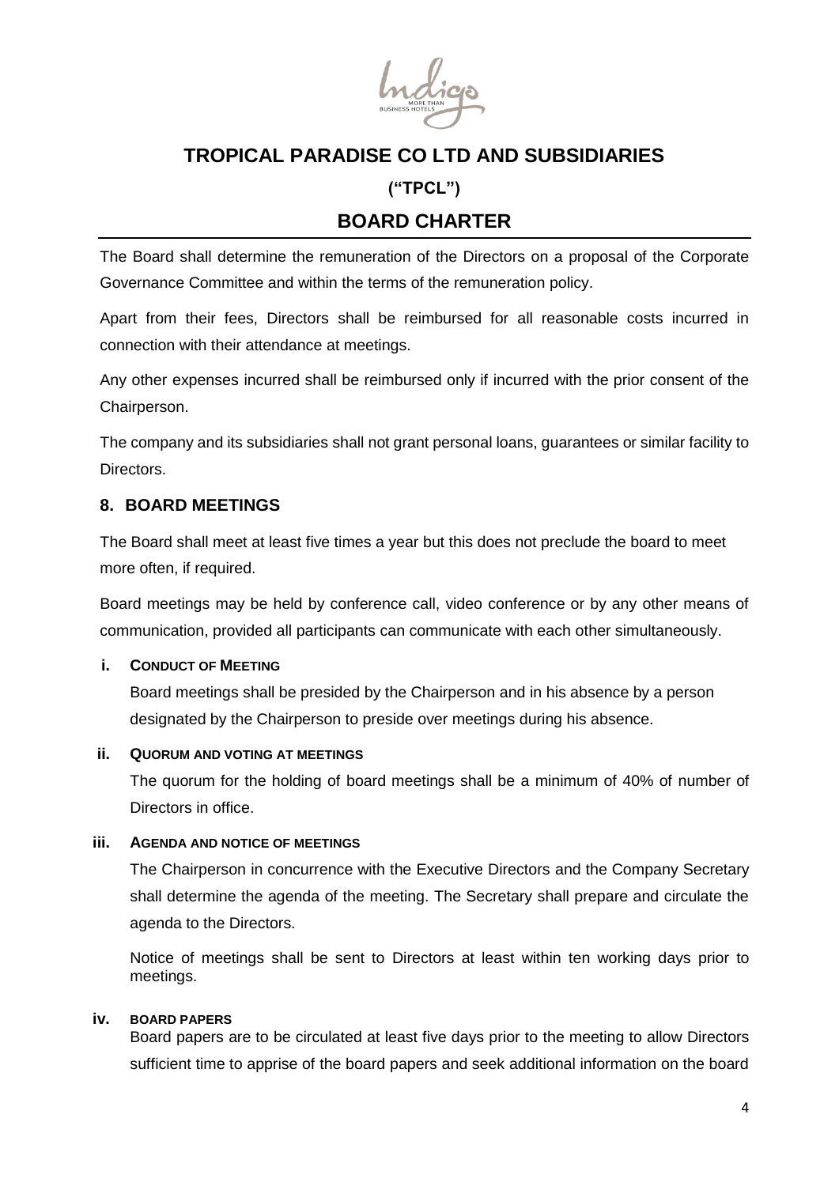The Board shall determine the remuneration of the Directors on a proposal of the Corporate Governance Committee and within the terms of the remuneration policy.

Apart from their fees, Directors shall be reimbursed for all reasonable costs incurred in connection with their attendance at meetings.

Any other expenses incurred shall be reimbursed only if incurred with the prior consent of the Chairperson.

The company and its subsidiaries shall not grant personal loans, guarantees or similar facility to Directors.

## 8. BOARD MEETINGS

The Board shall meet at least five times a year but this does not preclude the board to meet more often, if required.

Board meetings may be held by conference call, video conference or by any other means of communication, provided all participants can communicate with each other simultaneously.

### i. CONDUCT OF MEETING

Board meetings shall be presided by the Chairperson and in his absence by a person designated by the Chairperson to preside over meetings during his absence.

### ii. QUORUM AND VOTING AT MEETINGS

The quorum for the holding of board meetings shall be a minimum of 40% of number of Directors in office.

### iii. AGENDA AND NOTICE OF MEETINGS

The Chairperson in concurrence with the Executive Directors and the Company Secretary shall determine the agenda of the meeting. The Secretary shall prepare and circulate the agenda to the Directors.

Notice of meetings shall be sent to Directors at least within ten working days prior to meetings.

### iv. BOARD PAPERS

Board papers are to be circulated at least five days prior to the meeting to allow Directors sufficient time to apprise of the board papers and seek additional information on the board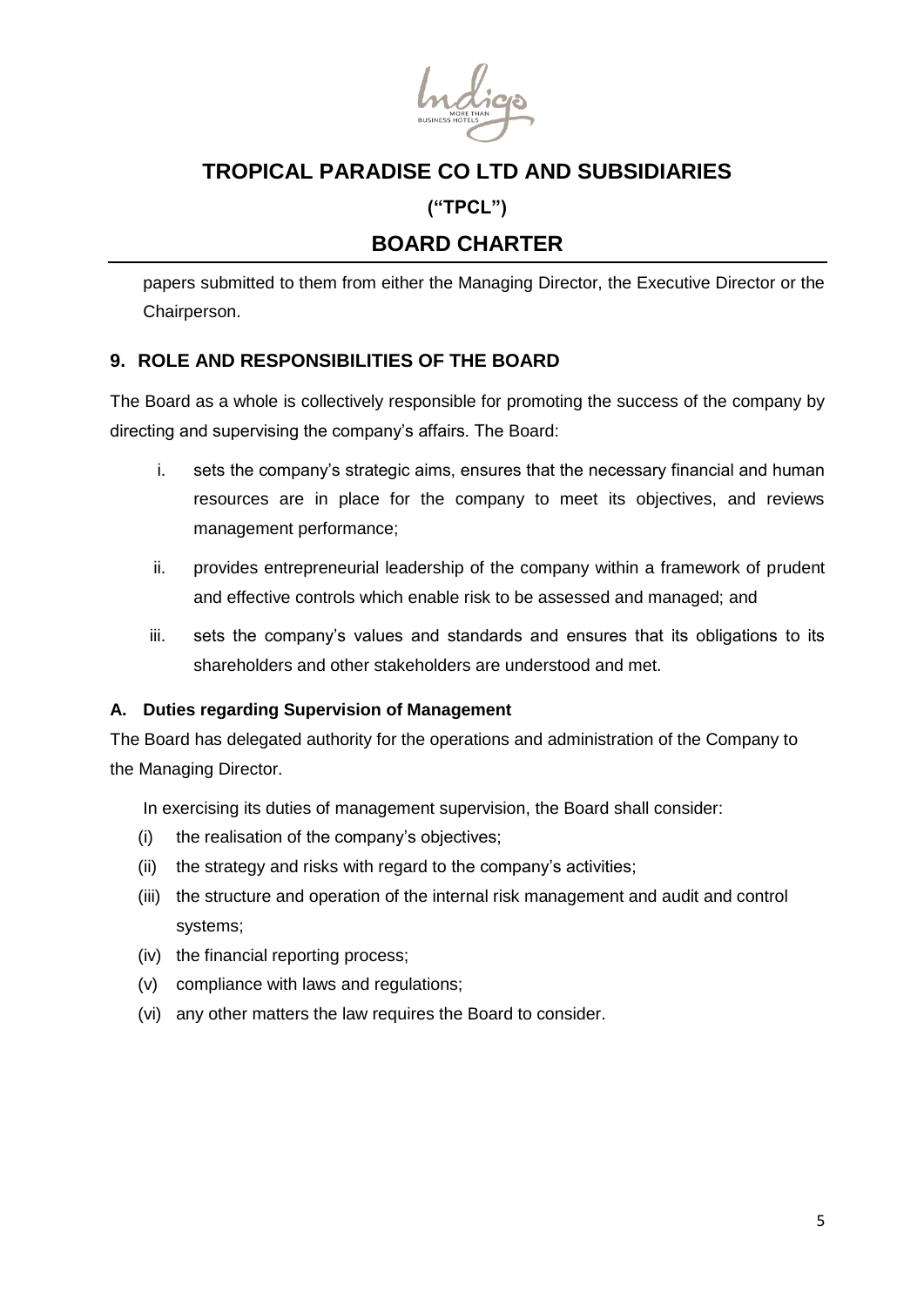papers submitted to them from either the Managing Director, the Executive Director or the Chairperson.

## 9. ROLE AND RESPONSIBILITIES OF THE BOARD

The Board as a whole is collectively responsible for promoting the success of the company by directing and supervising the company's affairs. The Board:

i. sets the company's strategic aims, ensures that the necessary financial and human resources are in place for the company to meet its objectives, and reviews management performance;

ii. provides entrepreneurial leadership of the company within a framework of prudent and effective controls which enable risk to be assessed and managed; and

iii. sets the company's values and standards and ensures that its obligations to its shareholders and other stakeholders are understood and met.

### A. Duties regarding Supervision of Management

The Board has delegated authority for the operations and administration of the Company to the Managing Director.

In exercising its duties of management supervision, the Board shall consider:

(i) the realisation of the company's objectives;
(ii) the strategy and risks with regard to the company's activities;
(iii) the structure and operation of the internal risk management and audit and control systems;
(iv) the financial reporting process;
(v) compliance with laws and regulations;
(vi) any other matters the law requires the Board to consider.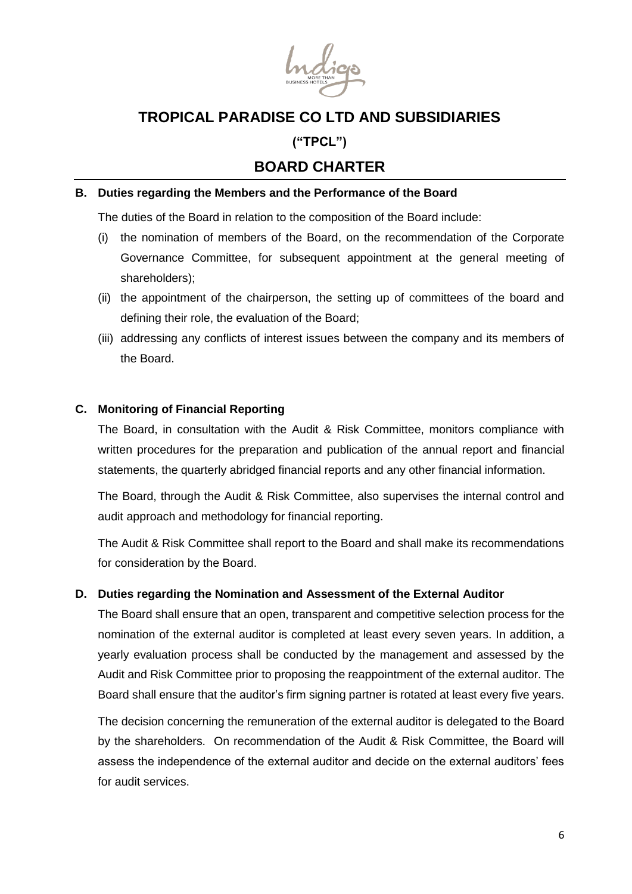# TROPICAL PARADISE CO LTD AND SUBSIDIARIES

## ("TPCL")

## BOARD CHARTER

### B. Duties regarding the Members and the Performance of the Board

The duties of the Board in relation to the composition of the Board include:

(i) the nomination of members of the Board, on the recommendation of the Corporate Governance Committee, for subsequent appointment at the general meeting of shareholders);

(ii) the appointment of the chairperson, the setting up of committees of the board and defining their role, the evaluation of the Board;

(iii) addressing any conflicts of interest issues between the company and its members of the Board.

### C. Monitoring of Financial Reporting

The Board, in consultation with the Audit & Risk Committee, monitors compliance with written procedures for the preparation and publication of the annual report and financial statements, the quarterly abridged financial reports and any other financial information.

The Board, through the Audit & Risk Committee, also supervises the internal control and audit approach and methodology for financial reporting.

The Audit & Risk Committee shall report to the Board and shall make its recommendations for consideration by the Board.

### D. Duties regarding the Nomination and Assessment of the External Auditor

The Board shall ensure that an open, transparent and competitive selection process for the nomination of the external auditor is completed at least every seven years. In addition, a yearly evaluation process shall be conducted by the management and assessed by the Audit and Risk Committee prior to proposing the reappointment of the external auditor. The Board shall ensure that the auditor's firm signing partner is rotated at least every five years.

The decision concerning the remuneration of the external auditor is delegated to the Board by the shareholders. On recommendation of the Audit & Risk Committee, the Board will assess the independence of the external auditor and decide on the external auditors' fees for audit services.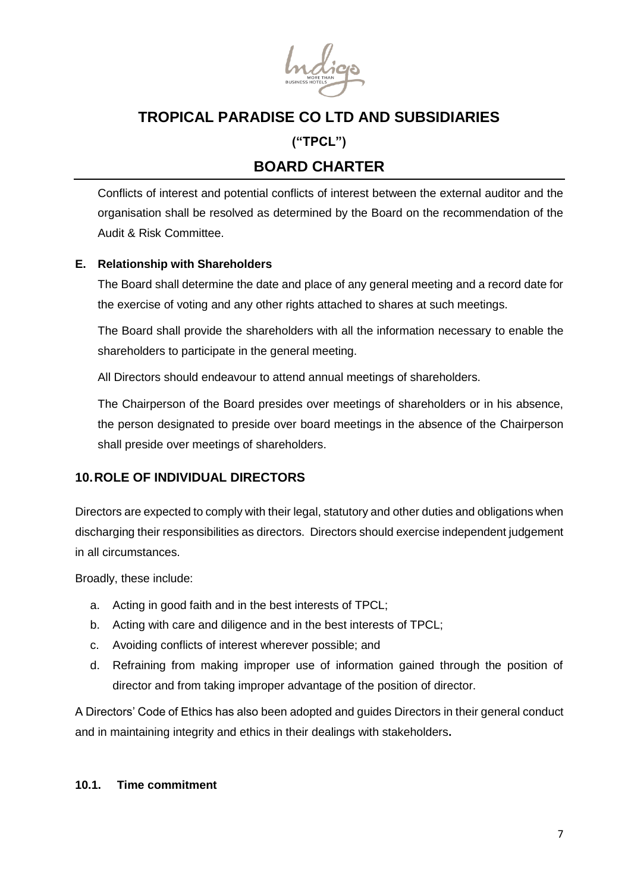Conflicts of interest and potential conflicts of interest between the external auditor and the organisation shall be resolved as determined by the Board on the recommendation of the Audit & Risk Committee.

**E. Relationship with Shareholders**

The Board shall determine the date and place of any general meeting and a record date for the exercise of voting and any other rights attached to shares at such meetings.

The Board shall provide the shareholders with all the information necessary to enable the shareholders to participate in the general meeting.

All Directors should endeavour to attend annual meetings of shareholders.

The Chairperson of the Board presides over meetings of shareholders or in his absence, the person designated to preside over board meetings in the absence of the Chairperson shall preside over meetings of shareholders.

## 10. ROLE OF INDIVIDUAL DIRECTORS

Directors are expected to comply with their legal, statutory and other duties and obligations when discharging their responsibilities as directors. Directors should exercise independent judgement in all circumstances.

Broadly, these include:

a. Acting in good faith and in the best interests of TPCL;
b. Acting with care and diligence and in the best interests of TPCL;
c. Avoiding conflicts of interest wherever possible; and
d. Refraining from making improper use of information gained through the position of director and from taking improper advantage of the position of director.

A Directors' Code of Ethics has also been adopted and guides Directors in their general conduct and in maintaining integrity and ethics in their dealings with stakeholders**.**

### 10.1. Time commitment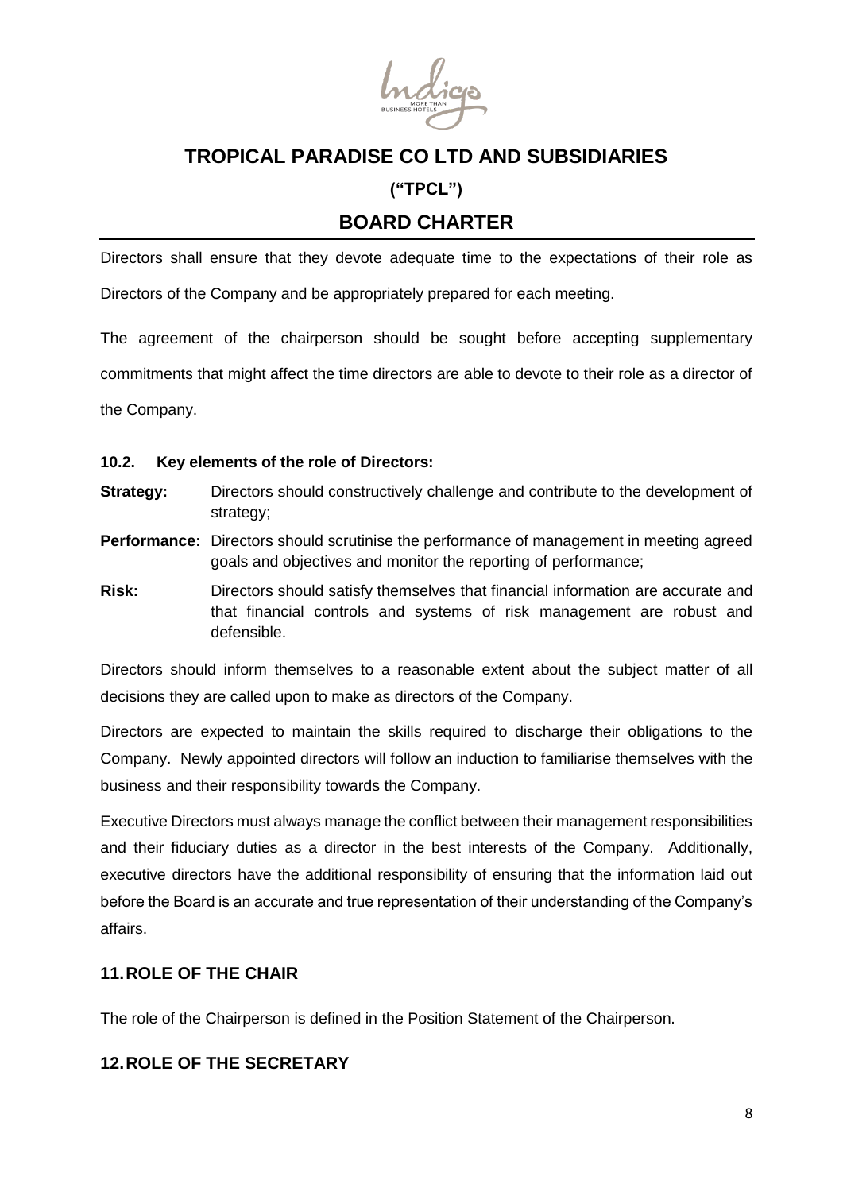Directors shall ensure that they devote adequate time to the expectations of their role as Directors of the Company and be appropriately prepared for each meeting.

The agreement of the chairperson should be sought before accepting supplementary commitments that might affect the time directors are able to devote to their role as a director of the Company.

#### 10.2. Key elements of the role of Directors:

**Strategy:** Directors should constructively challenge and contribute to the development of strategy;

**Performance:** Directors should scrutinise the performance of management in meeting agreed goals and objectives and monitor the reporting of performance;

**Risk:** Directors should satisfy themselves that financial information are accurate and that financial controls and systems of risk management are robust and defensible.

Directors should inform themselves to a reasonable extent about the subject matter of all decisions they are called upon to make as directors of the Company.

Directors are expected to maintain the skills required to discharge their obligations to the Company. Newly appointed directors will follow an induction to familiarise themselves with the business and their responsibility towards the Company.

Executive Directors must always manage the conflict between their management responsibilities and their fiduciary duties as a director in the best interests of the Company. Additionally, executive directors have the additional responsibility of ensuring that the information laid out before the Board is an accurate and true representation of their understanding of the Company's affairs.

## 11. ROLE OF THE CHAIR

The role of the Chairperson is defined in the Position Statement of the Chairperson.

## 12. ROLE OF THE SECRETARY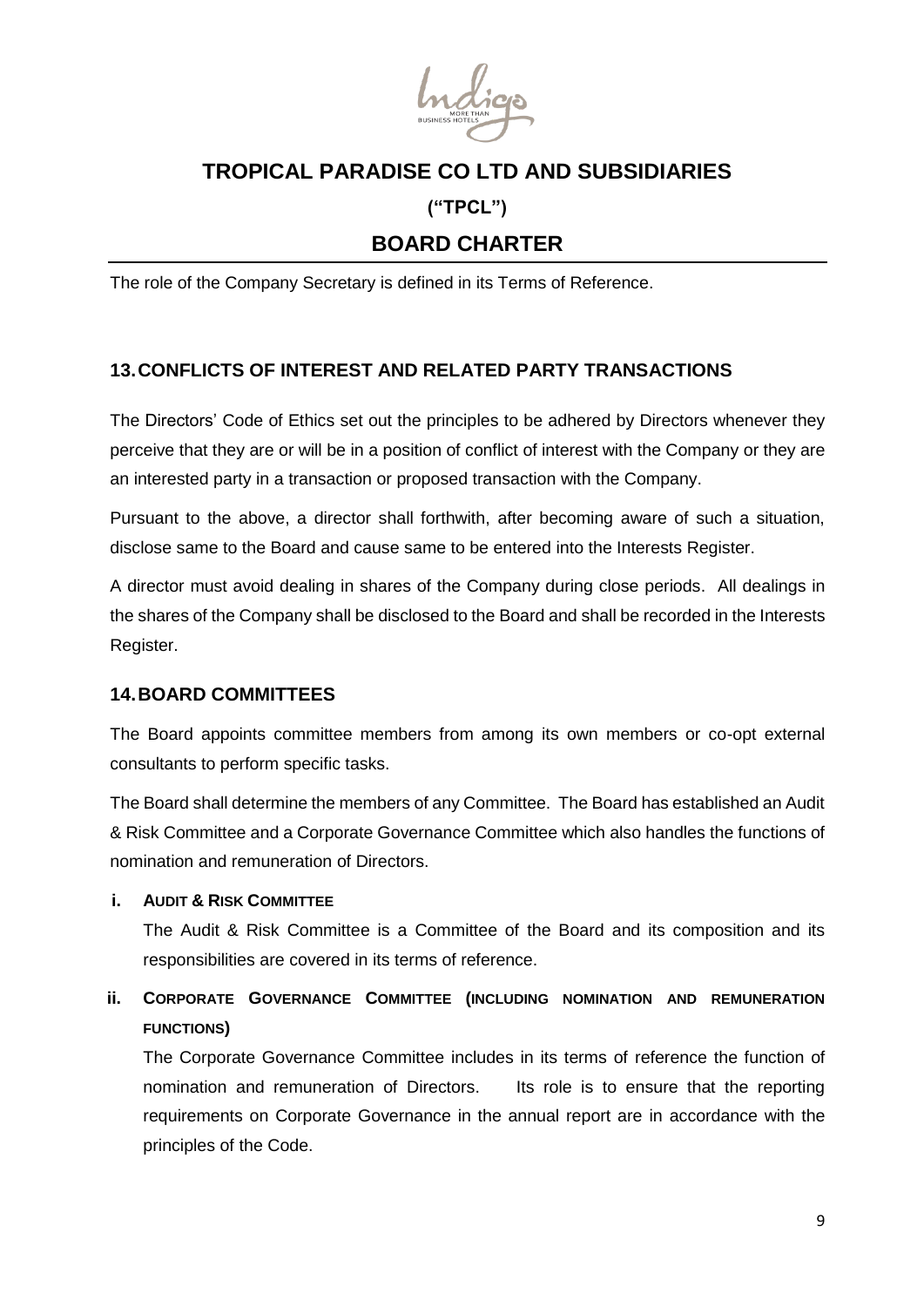The role of the Company Secretary is defined in its Terms of Reference.

## 13. CONFLICTS OF INTEREST AND RELATED PARTY TRANSACTIONS

The Directors' Code of Ethics set out the principles to be adhered by Directors whenever they perceive that they are or will be in a position of conflict of interest with the Company or they are an interested party in a transaction or proposed transaction with the Company.

Pursuant to the above, a director shall forthwith, after becoming aware of such a situation, disclose same to the Board and cause same to be entered into the Interests Register.

A director must avoid dealing in shares of the Company during close periods. All dealings in the shares of the Company shall be disclosed to the Board and shall be recorded in the Interests Register.

## 14. BOARD COMMITTEES

The Board appoints committee members from among its own members or co-opt external consultants to perform specific tasks.

The Board shall determine the members of any Committee. The Board has established an Audit & Risk Committee and a Corporate Governance Committee which also handles the functions of nomination and remuneration of Directors.

### i. AUDIT & RISK COMMITTEE

The Audit & Risk Committee is a Committee of the Board and its composition and its responsibilities are covered in its terms of reference.

### ii. CORPORATE GOVERNANCE COMMITTEE (INCLUDING NOMINATION AND REMUNERATION FUNCTIONS)

The Corporate Governance Committee includes in its terms of reference the function of nomination and remuneration of Directors. Its role is to ensure that the reporting requirements on Corporate Governance in the annual report are in accordance with the principles of the Code.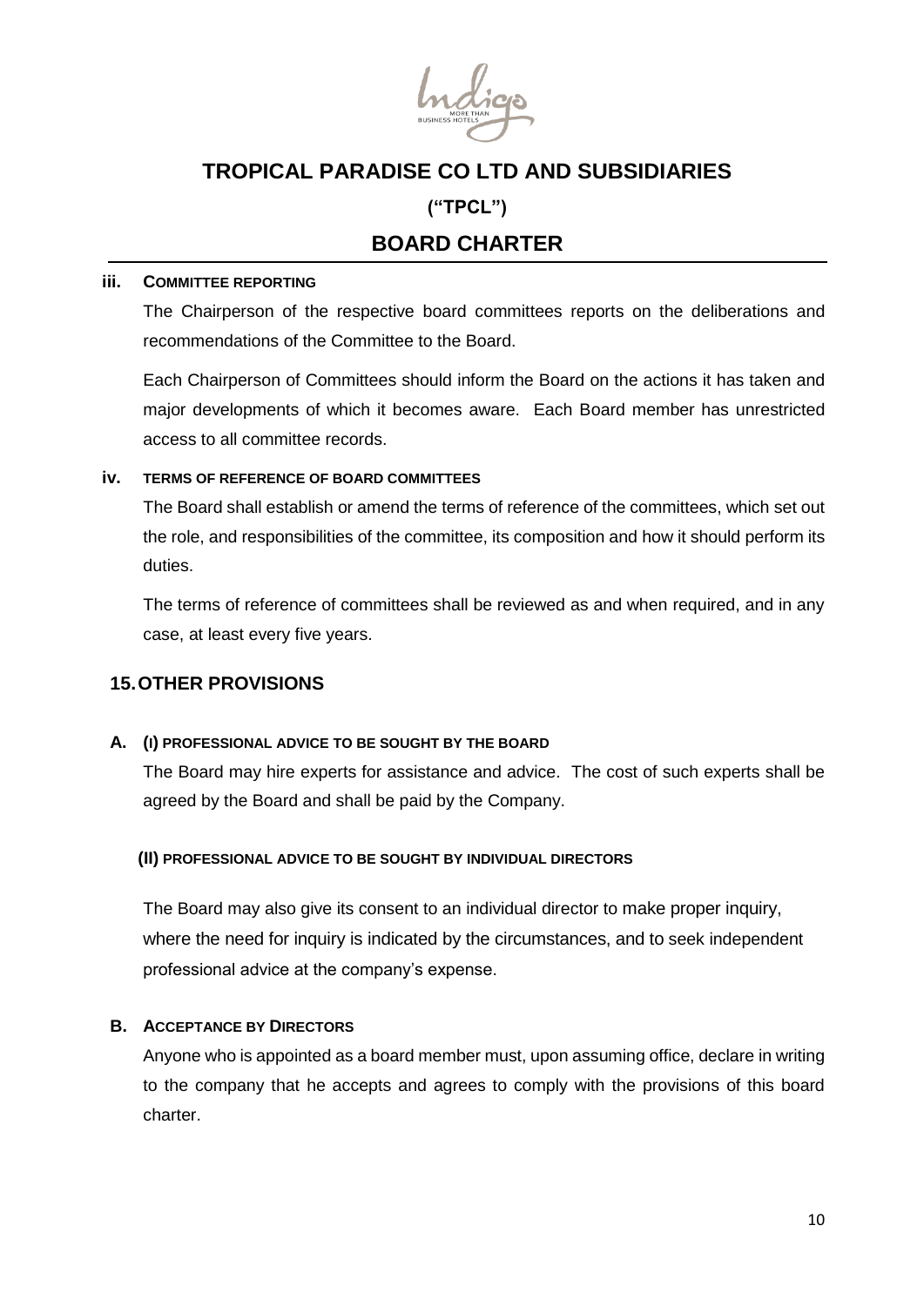### iii. COMMITTEE REPORTING

The Chairperson of the respective board committees reports on the deliberations and recommendations of the Committee to the Board.

Each Chairperson of Committees should inform the Board on the actions it has taken and major developments of which it becomes aware. Each Board member has unrestricted access to all committee records.

### iv. TERMS OF REFERENCE OF BOARD COMMITTEES

The Board shall establish or amend the terms of reference of the committees, which set out the role, and responsibilities of the committee, its composition and how it should perform its duties.

The terms of reference of committees shall be reviewed as and when required, and in any case, at least every five years.

## 15. OTHER PROVISIONS

### A. (I) PROFESSIONAL ADVICE TO BE SOUGHT BY THE BOARD

The Board may hire experts for assistance and advice. The cost of such experts shall be agreed by the Board and shall be paid by the Company.

#### (II) PROFESSIONAL ADVICE TO BE SOUGHT BY INDIVIDUAL DIRECTORS

The Board may also give its consent to an individual director to make proper inquiry, where the need for inquiry is indicated by the circumstances, and to seek independent professional advice at the company's expense.

### B. ACCEPTANCE BY DIRECTORS

Anyone who is appointed as a board member must, upon assuming office, declare in writing to the company that he accepts and agrees to comply with the provisions of this board charter.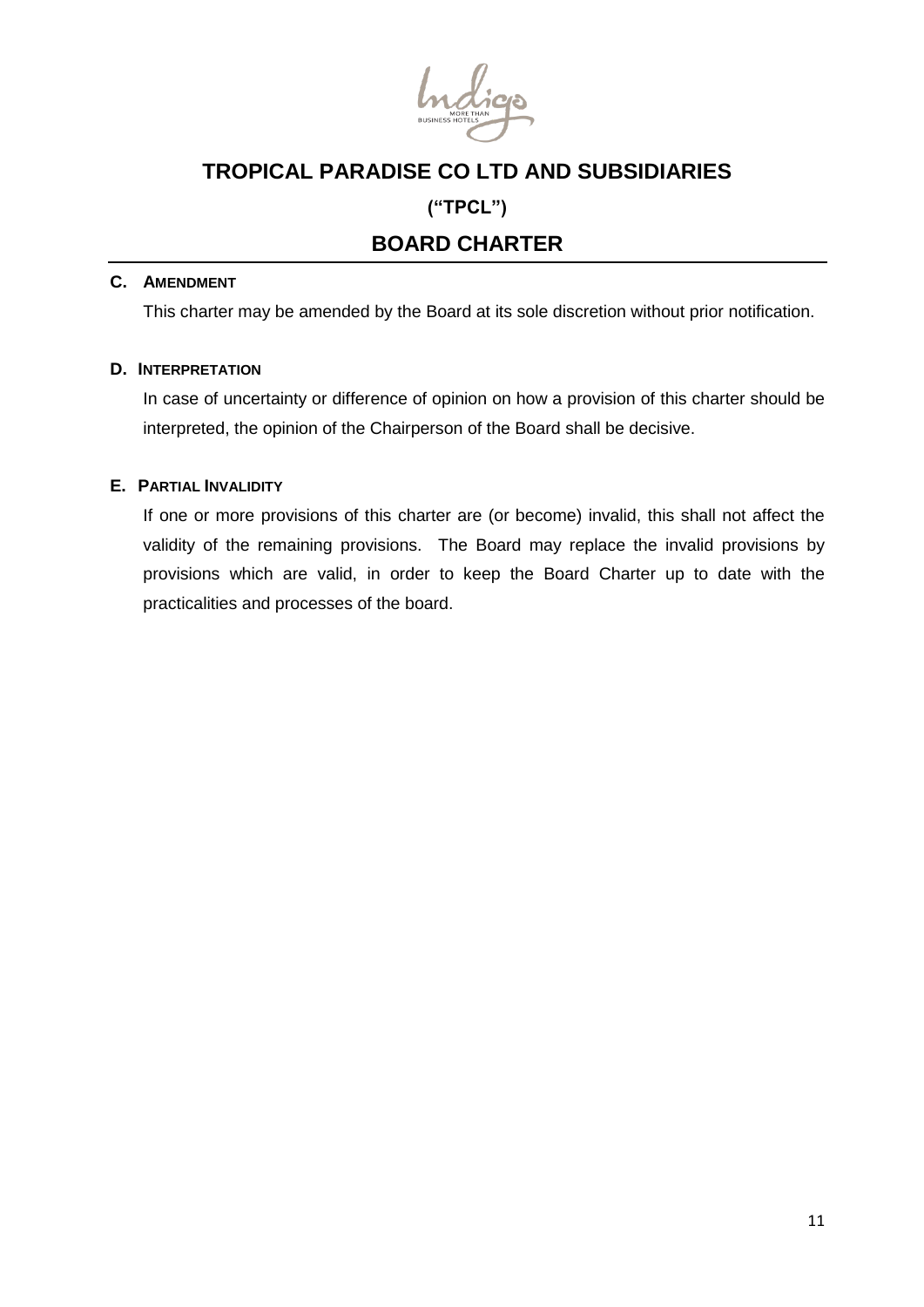# TROPICAL PARADISE CO LTD AND SUBSIDIARIES

## ("TPCL")

## BOARD CHARTER

### C. AMENDMENT

This charter may be amended by the Board at its sole discretion without prior notification.

### D. INTERPRETATION

In case of uncertainty or difference of opinion on how a provision of this charter should be interpreted, the opinion of the Chairperson of the Board shall be decisive.

### E. PARTIAL INVALIDITY

If one or more provisions of this charter are (or become) invalid, this shall not affect the validity of the remaining provisions. The Board may replace the invalid provisions by provisions which are valid, in order to keep the Board Charter up to date with the practicalities and processes of the board.